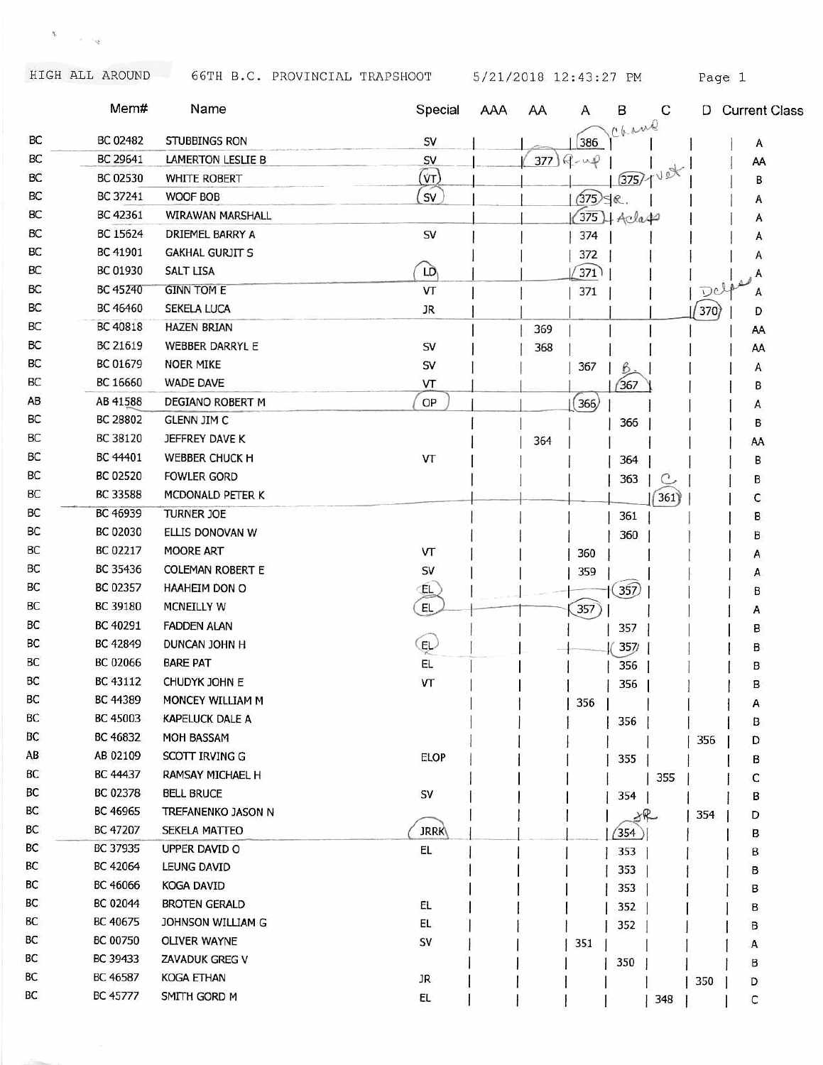HIGH ALL AROUND    66TH B.C. PROVINCIAL TRAPSHOOT    5/21/2018 12:43:27 PM

| | Mem# | Name | Special | AAA | AA | A | B | C | D | Current Class |
|---|---|---|---|---|---|---|---|---|---|---|
| BC | BC 02482 | STUBBINGS RON | SV | | | 386 | | | | A |
| BC | BC 29641 | LAMERTON LESLIE B | SV | | 377 | | | | | AA |
| BC | BC 02530 | WHITE ROBERT | VT | | | | 375 | | | B |
| BC | BC 37241 | WOOF BOB | SV | | | 375 | | | | A |
| BC | BC 42361 | WIRAWAN MARSHALL | | | | 375 | | | | A |
| BC | BC 15624 | DRIEMEL BARRY A | SV | | | 374 | | | | A |
| BC | BC 41901 | GAKHAL GURJIT S | | | | 372 | | | | A |
| BC | BC 01930 | SALT LISA | LD | | | 371 | | | | A |
| BC | BC 45240 | GINN TOM E | VT | | | 371 | | | | A |
| BC | BC 46460 | SEKELA LUCA | JR | | | | | | 370 | D |
| BC | BC 40818 | HAZEN BRIAN | | | 369 | | | | | AA |
| BC | BC 21619 | WEBBER DARRYL E | SV | | 368 | | | | | AA |
| BC | BC 01679 | NOER MIKE | SV | | | 367 | | | | A |
| BC | BC 16660 | WADE DAVE | VT | | | | 367 | | | B |
| AB | AB 41588 | DEGIANO ROBERT M | OP | | | 366 | | | | A |
| BC | BC 28802 | GLENN JIM C | | | | | 366 | | | B |
| BC | BC 38120 | JEFFREY DAVE K | | | 364 | | | | | AA |
| BC | BC 44401 | WEBBER CHUCK H | VT | | | | 364 | | | B |
| BC | BC 02520 | FOWLER GORD | | | | | 363 | | | B |
| BC | BC 33588 | MCDONALD PETER K | | | | | | 361 | | C |
| BC | BC 46939 | TURNER JOE | | | | | 361 | | | B |
| BC | BC 02030 | ELLIS DONOVAN W | | | | | 360 | | | B |
| BC | BC 02217 | MOORE ART | VT | | | 360 | | | | A |
| BC | BC 35436 | COLEMAN ROBERT E | SV | | | 359 | | | | A |
| BC | BC 02357 | HAAHEIM DON O | EL | | | | 357 | | | B |
| BC | BC 39180 | MCNEILLY W | EL | | | 357 | | | | A |
| BC | BC 40291 | FADDEN ALAN | | | | | 357 | | | B |
| BC | BC 42849 | DUNCAN JOHN H | EL | | | | 357 | | | B |
| BC | BC 02066 | BARE PAT | EL | | | | 356 | | | B |
| BC | BC 43112 | CHUDYK JOHN E | VT | | | | 356 | | | B |
| BC | BC 44389 | MONCEY WILLIAM M | | | | 356 | | | | A |
| BC | BC 45003 | KAPELUCK DALE A | | | | | 356 | | | B |
| BC | BC 46832 | MOH BASSAM | | | | | | | 356 | D |
| AB | AB 02109 | SCOTT IRVING G | ELOP | | | | 355 | | | B |
| BC | BC 44437 | RAMSAY MICHAEL H | | | | | | 355 | | C |
| BC | BC 02378 | BELL BRUCE | SV | | | | 354 | | | B |
| BC | BC 46965 | TREFANENKO JASON N | | | | | | | 354 | D |
| BC | BC 47207 | SEKELA MATTEO | JRRK | | | | 354 | | | B |
| BC | BC 37935 | UPPER DAVID O | EL | | | | 353 | | | B |
| BC | BC 42064 | LEUNG DAVID | | | | | 353 | | | B |
| BC | BC 46066 | KOGA DAVID | | | | | 353 | | | B |
| BC | BC 02044 | BROTEN GERALD | EL | | | | 352 | | | B |
| BC | BC 40675 | JOHNSON WILLIAM G | EL | | | | 352 | | | B |
| BC | BC 00750 | OLIVER WAYNE | SV | | | 351 | | | | A |
| BC | BC 39433 | ZAVADUK GREG V | | | | | 350 | | | B |
| BC | BC 46587 | KOGA ETHAN | JR | | | | | | 350 | D |
| BC | BC 45777 | SMITH GORD M | EL | | | | | 348 | | C |

Handwritten annotations: "Champ" (Stubbings), "R-up" (Lamerton), "Vet" (White), "SR." (Woof), "A class" (Wirawan), "Delpes" (Sekela Luca), "B." (Wade), "C" (McDonald), "JR" (Sekela Matteo).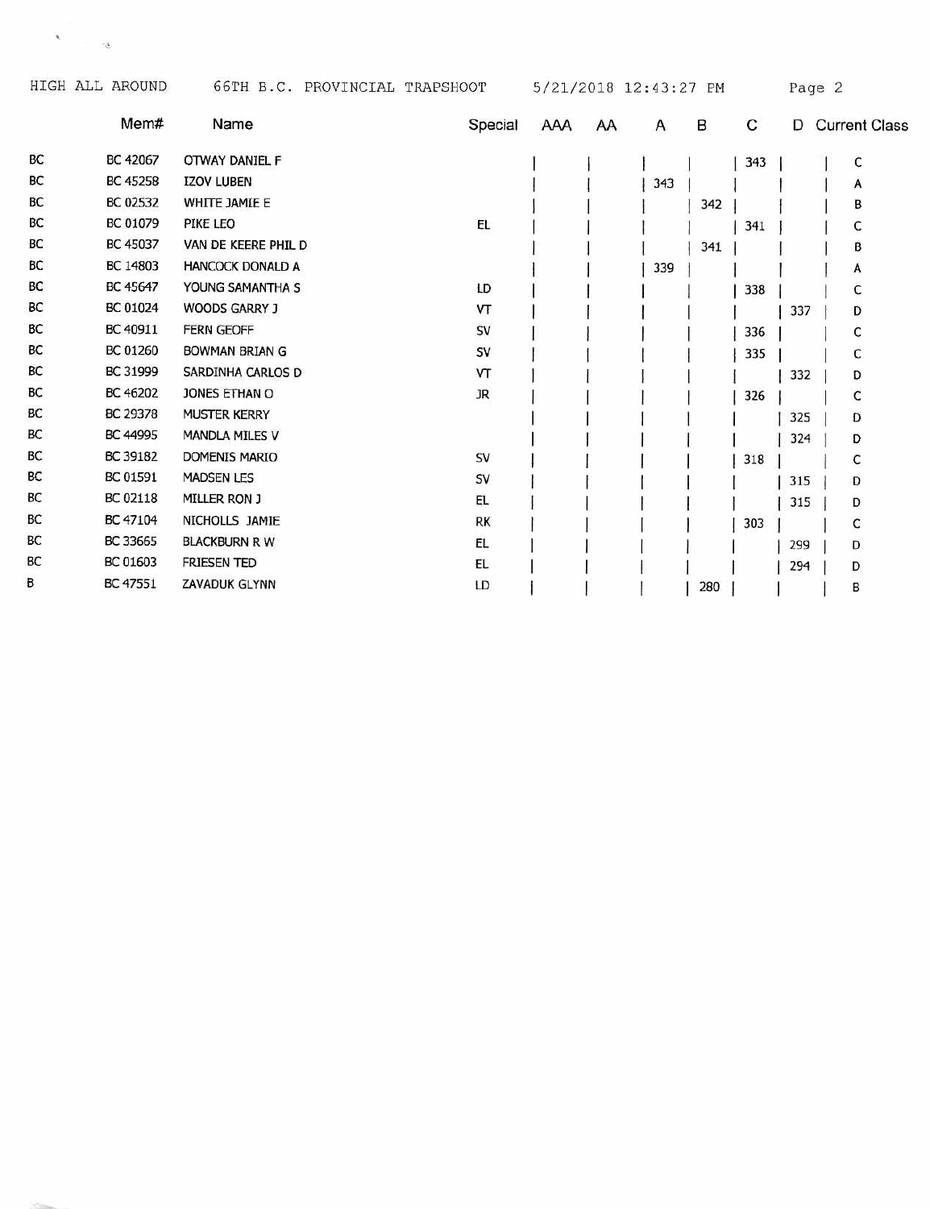HIGH ALL AROUND 66TH B.C. PROVINCIAL TRAPSHOOT 5/21/2018 12:43:27 PM

| | Mem# | Name | Special | AAA | AA | A | B | C | D | Current Class |
|---|---|---|---|---|---|---|---|---|---|---|
| BC | BC 42067 | OTWAY DANIEL F | | | | | | 343 | | C |
| BC | BC 45258 | IZOV LUBEN | | | | 343 | | | | A |
| BC | BC 02532 | WHITE JAMIE E | | | | | 342 | | | B |
| BC | BC 01079 | PIKE LEO | EL | | | | | 341 | | C |
| BC | BC 45037 | VAN DE KEERE PHIL D | | | | | 341 | | | B |
| BC | BC 14803 | HANCOCK DONALD A | | | | 339 | | | | A |
| BC | BC 45647 | YOUNG SAMANTHA S | LD | | | | | 338 | | C |
| BC | BC 01024 | WOODS GARRY J | VT | | | | | | 337 | D |
| BC | BC 40911 | FERN GEOFF | SV | | | | | 336 | | C |
| BC | BC 01260 | BOWMAN BRIAN G | SV | | | | | 335 | | C |
| BC | BC 31999 | SARDINHA CARLOS D | VT | | | | | | 332 | D |
| BC | BC 46202 | JONES ETHAN O | JR | | | | | 326 | | C |
| BC | BC 29378 | MUSTER KERRY | | | | | | | 325 | D |
| BC | BC 44995 | MANDLA MILES V | | | | | | | 324 | D |
| BC | BC 39182 | DOMENIS MARIO | SV | | | | | 318 | | C |
| BC | BC 01591 | MADSEN LES | SV | | | | | | 315 | D |
| BC | BC 02118 | MILLER RON J | EL | | | | | | 315 | D |
| BC | BC 47104 | NICHOLLS JAMIE | RK | | | | | 303 | | C |
| BC | BC 33665 | BLACKBURN R W | EL | | | | | | 299 | D |
| BC | BC 01603 | FRIESEN TED | EL | | | | | | 294 | D |
| B | BC 47551 | ZAVADUK GLYNN | LD | | | | 280 | | | B |